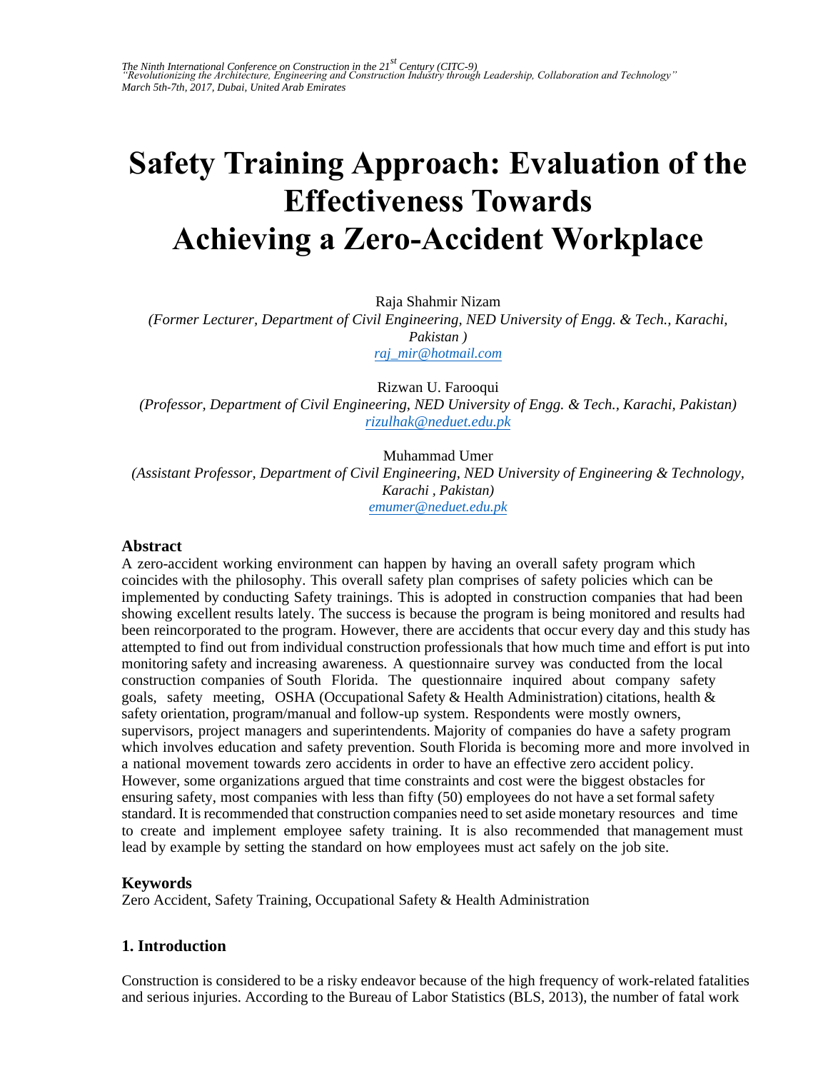# Safety Training Approach: Evaluation of the Effectiveness Towards Achieving a Zero-Accident Workplace

Raja Shahmir Nizam

*(Former Lecturer, Department of Civil Engineering, NED University of Engg. & Tech., Karachi, Pakistan )*

raj_mir@hotmail.com

Rizwan U. Farooqui

*(Professor, Department of Civil Engineering, NED University of Engg. & Tech., Karachi, Pakistan)*

rizulhak@neduet.edu.pk

Muhammad Umer

*(Assistant Professor, Department of Civil Engineering, NED University of Engineering & Technology, Karachi , Pakistan)*

emumer@neduet.edu.pk

## Abstract

A zero-accident working environment can happen by having an overall safety program which coincides with the philosophy. This overall safety plan comprises of safety policies which can be implemented by conducting Safety trainings. This is adopted in construction companies that had been showing excellent results lately. The success is because the program is being monitored and results had been reincorporated to the program. However, there are accidents that occur every day and this study has attempted to find out from individual construction professionals that how much time and effort is put into monitoring safety and increasing awareness. A questionnaire survey was conducted from the local construction companies of South Florida. The questionnaire inquired about company safety goals, safety meeting, OSHA (Occupational Safety & Health Administration) citations, health & safety orientation, program/manual and follow-up system. Respondents were mostly owners, supervisors, project managers and superintendents. Majority of companies do have a safety program which involves education and safety prevention. South Florida is becoming more and more involved in a national movement towards zero accidents in order to have an effective zero accident policy. However, some organizations argued that time constraints and cost were the biggest obstacles for ensuring safety, most companies with less than fifty (50) employees do not have a set formal safety standard. It is recommended that construction companies need to set aside monetary resources and time to create and implement employee safety training. It is also recommended that management must lead by example by setting the standard on how employees must act safely on the job site.

## Keywords

Zero Accident, Safety Training, Occupational Safety & Health Administration

## 1. Introduction

Construction is considered to be a risky endeavor because of the high frequency of work-related fatalities and serious injuries. According to the Bureau of Labor Statistics (BLS, 2013), the number of fatal work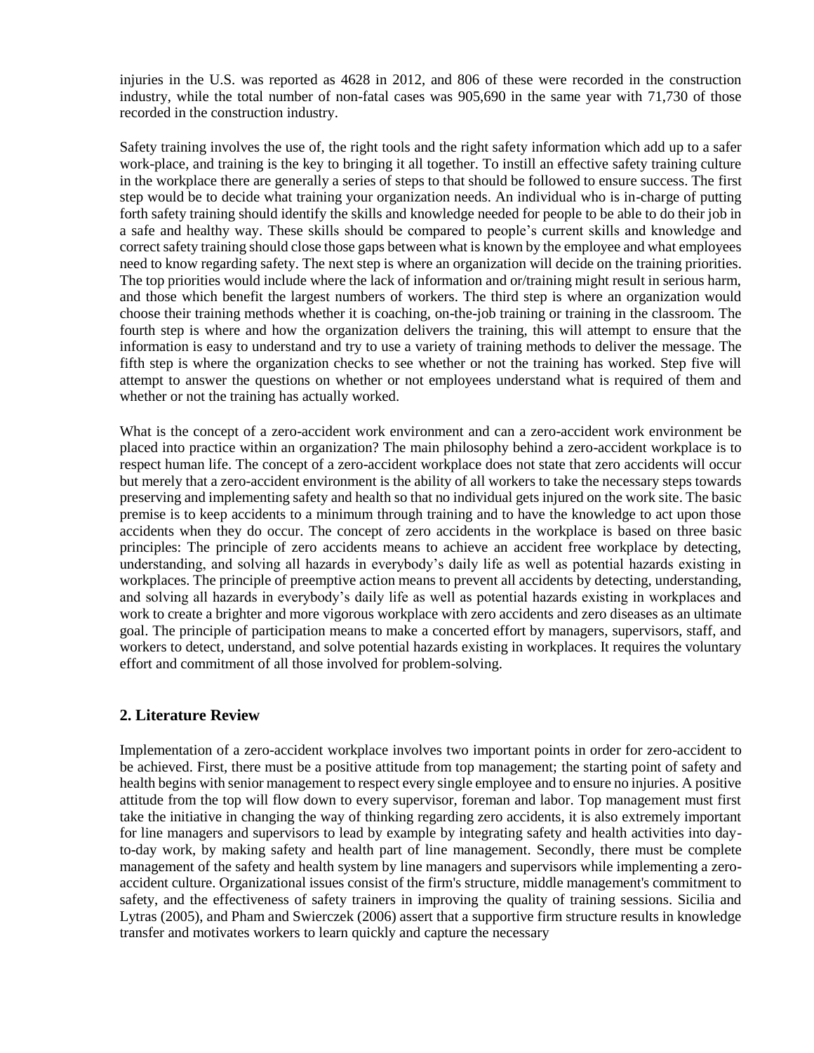injuries in the U.S. was reported as 4628 in 2012, and 806 of these were recorded in the construction industry, while the total number of non-fatal cases was 905,690 in the same year with 71,730 of those recorded in the construction industry.

Safety training involves the use of, the right tools and the right safety information which add up to a safer work-place, and training is the key to bringing it all together. To instill an effective safety training culture in the workplace there are generally a series of steps to that should be followed to ensure success. The first step would be to decide what training your organization needs. An individual who is in-charge of putting forth safety training should identify the skills and knowledge needed for people to be able to do their job in a safe and healthy way. These skills should be compared to people's current skills and knowledge and correct safety training should close those gaps between what is known by the employee and what employees need to know regarding safety. The next step is where an organization will decide on the training priorities. The top priorities would include where the lack of information and or/training might result in serious harm, and those which benefit the largest numbers of workers. The third step is where an organization would choose their training methods whether it is coaching, on-the-job training or training in the classroom. The fourth step is where and how the organization delivers the training, this will attempt to ensure that the information is easy to understand and try to use a variety of training methods to deliver the message. The fifth step is where the organization checks to see whether or not the training has worked. Step five will attempt to answer the questions on whether or not employees understand what is required of them and whether or not the training has actually worked.

What is the concept of a zero-accident work environment and can a zero-accident work environment be placed into practice within an organization? The main philosophy behind a zero-accident workplace is to respect human life. The concept of a zero-accident workplace does not state that zero accidents will occur but merely that a zero-accident environment is the ability of all workers to take the necessary steps towards preserving and implementing safety and health so that no individual gets injured on the work site. The basic premise is to keep accidents to a minimum through training and to have the knowledge to act upon those accidents when they do occur. The concept of zero accidents in the workplace is based on three basic principles: The principle of zero accidents means to achieve an accident free workplace by detecting, understanding, and solving all hazards in everybody's daily life as well as potential hazards existing in workplaces. The principle of preemptive action means to prevent all accidents by detecting, understanding, and solving all hazards in everybody's daily life as well as potential hazards existing in workplaces and work to create a brighter and more vigorous workplace with zero accidents and zero diseases as an ultimate goal. The principle of participation means to make a concerted effort by managers, supervisors, staff, and workers to detect, understand, and solve potential hazards existing in workplaces. It requires the voluntary effort and commitment of all those involved for problem-solving.

## 2. Literature Review

Implementation of a zero-accident workplace involves two important points in order for zero-accident to be achieved. First, there must be a positive attitude from top management; the starting point of safety and health begins with senior management to respect every single employee and to ensure no injuries. A positive attitude from the top will flow down to every supervisor, foreman and labor. Top management must first take the initiative in changing the way of thinking regarding zero accidents, it is also extremely important for line managers and supervisors to lead by example by integrating safety and health activities into day-to-day work, by making safety and health part of line management. Secondly, there must be complete management of the safety and health system by line managers and supervisors while implementing a zero-accident culture. Organizational issues consist of the firm's structure, middle management's commitment to safety, and the effectiveness of safety trainers in improving the quality of training sessions. Sicilia and Lytras (2005), and Pham and Swierczek (2006) assert that a supportive firm structure results in knowledge transfer and motivates workers to learn quickly and capture the necessary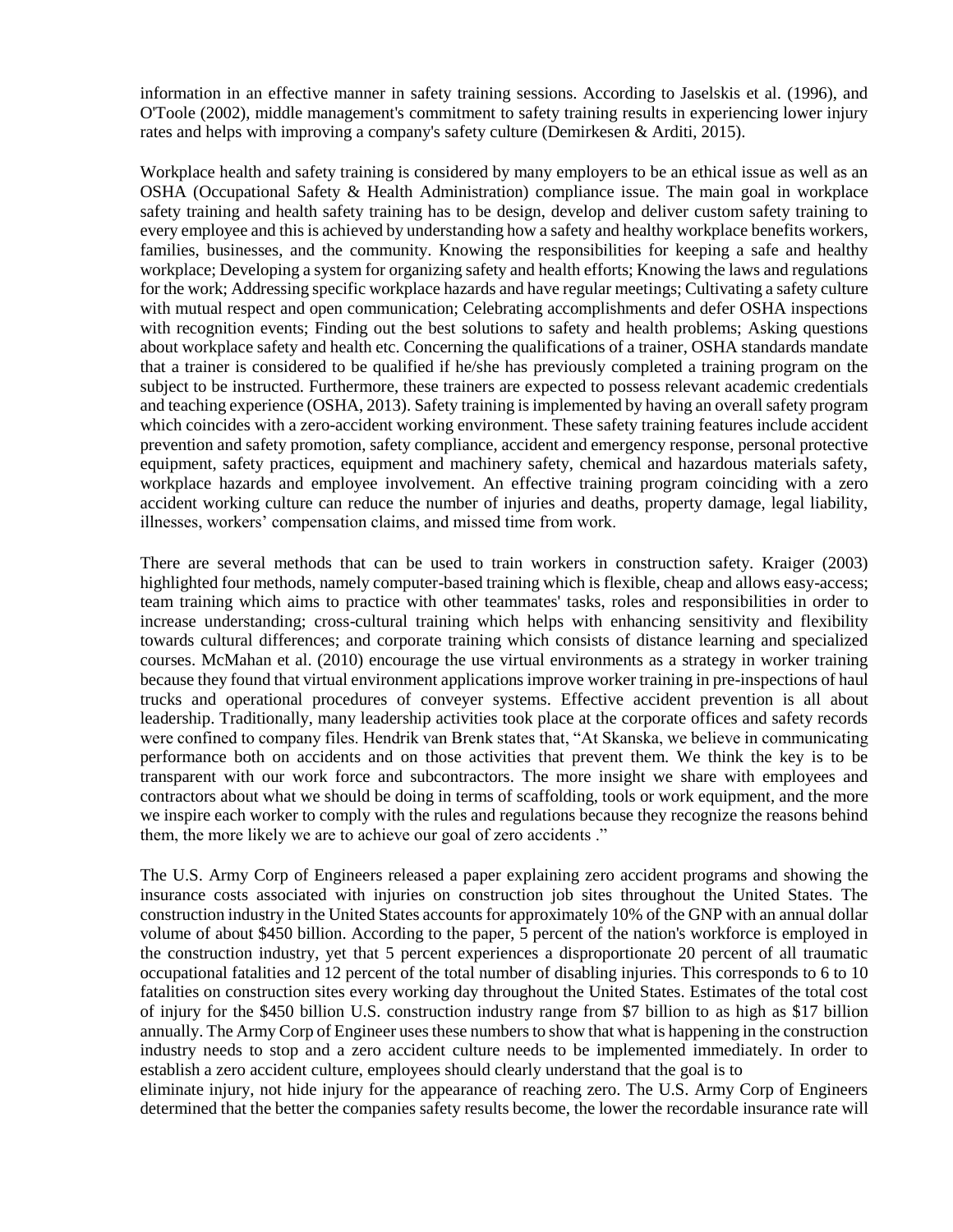information in an effective manner in safety training sessions. According to Jaselskis et al. (1996), and O'Toole (2002), middle management's commitment to safety training results in experiencing lower injury rates and helps with improving a company's safety culture (Demirkesen & Arditi, 2015).

Workplace health and safety training is considered by many employers to be an ethical issue as well as an OSHA (Occupational Safety & Health Administration) compliance issue. The main goal in workplace safety training and health safety training has to be design, develop and deliver custom safety training to every employee and this is achieved by understanding how a safety and healthy workplace benefits workers, families, businesses, and the community. Knowing the responsibilities for keeping a safe and healthy workplace; Developing a system for organizing safety and health efforts; Knowing the laws and regulations for the work; Addressing specific workplace hazards and have regular meetings; Cultivating a safety culture with mutual respect and open communication; Celebrating accomplishments and defer OSHA inspections with recognition events; Finding out the best solutions to safety and health problems; Asking questions about workplace safety and health etc. Concerning the qualifications of a trainer, OSHA standards mandate that a trainer is considered to be qualified if he/she has previously completed a training program on the subject to be instructed. Furthermore, these trainers are expected to possess relevant academic credentials and teaching experience (OSHA, 2013). Safety training is implemented by having an overall safety program which coincides with a zero-accident working environment. These safety training features include accident prevention and safety promotion, safety compliance, accident and emergency response, personal protective equipment, safety practices, equipment and machinery safety, chemical and hazardous materials safety, workplace hazards and employee involvement. An effective training program coinciding with a zero accident working culture can reduce the number of injuries and deaths, property damage, legal liability, illnesses, workers' compensation claims, and missed time from work.

There are several methods that can be used to train workers in construction safety. Kraiger (2003) highlighted four methods, namely computer-based training which is flexible, cheap and allows easy-access; team training which aims to practice with other teammates' tasks, roles and responsibilities in order to increase understanding; cross-cultural training which helps with enhancing sensitivity and flexibility towards cultural differences; and corporate training which consists of distance learning and specialized courses. McMahan et al. (2010) encourage the use virtual environments as a strategy in worker training because they found that virtual environment applications improve worker training in pre-inspections of haul trucks and operational procedures of conveyer systems. Effective accident prevention is all about leadership. Traditionally, many leadership activities took place at the corporate offices and safety records were confined to company files. Hendrik van Brenk states that, "At Skanska, we believe in communicating performance both on accidents and on those activities that prevent them. We think the key is to be transparent with our work force and subcontractors. The more insight we share with employees and contractors about what we should be doing in terms of scaffolding, tools or work equipment, and the more we inspire each worker to comply with the rules and regulations because they recognize the reasons behind them, the more likely we are to achieve our goal of zero accidents ."

The U.S. Army Corp of Engineers released a paper explaining zero accident programs and showing the insurance costs associated with injuries on construction job sites throughout the United States. The construction industry in the United States accounts for approximately 10% of the GNP with an annual dollar volume of about \$450 billion. According to the paper, 5 percent of the nation's workforce is employed in the construction industry, yet that 5 percent experiences a disproportionate 20 percent of all traumatic occupational fatalities and 12 percent of the total number of disabling injuries. This corresponds to 6 to 10 fatalities on construction sites every working day throughout the United States. Estimates of the total cost of injury for the \$450 billion U.S. construction industry range from \$7 billion to as high as \$17 billion annually. The Army Corp of Engineer uses these numbers to show that what is happening in the construction industry needs to stop and a zero accident culture needs to be implemented immediately. In order to establish a zero accident culture, employees should clearly understand that the goal is to eliminate injury, not hide injury for the appearance of reaching zero. The U.S. Army Corp of Engineers determined that the better the companies safety results become, the lower the recordable insurance rate will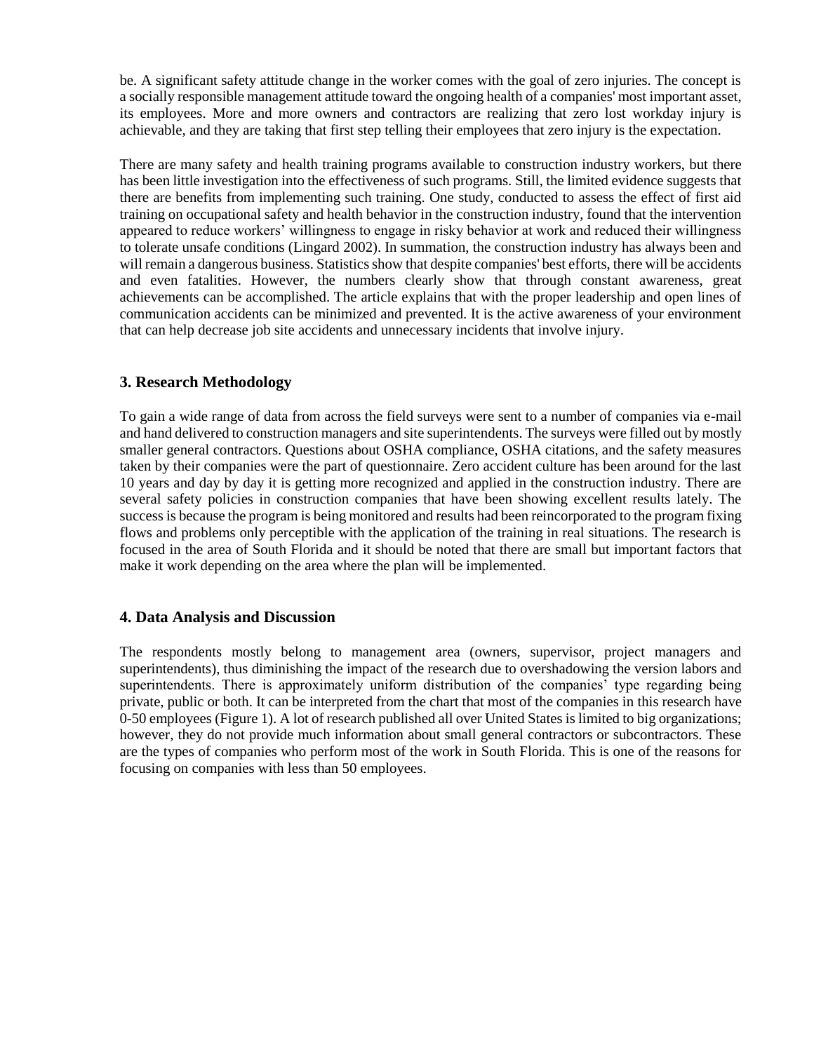be. A significant safety attitude change in the worker comes with the goal of zero injuries. The concept is a socially responsible management attitude toward the ongoing health of a companies' most important asset, its employees. More and more owners and contractors are realizing that zero lost workday injury is achievable, and they are taking that first step telling their employees that zero injury is the expectation.

There are many safety and health training programs available to construction industry workers, but there has been little investigation into the effectiveness of such programs. Still, the limited evidence suggests that there are benefits from implementing such training. One study, conducted to assess the effect of first aid training on occupational safety and health behavior in the construction industry, found that the intervention appeared to reduce workers' willingness to engage in risky behavior at work and reduced their willingness to tolerate unsafe conditions (Lingard 2002). In summation, the construction industry has always been and will remain a dangerous business. Statistics show that despite companies' best efforts, there will be accidents and even fatalities. However, the numbers clearly show that through constant awareness, great achievements can be accomplished. The article explains that with the proper leadership and open lines of communication accidents can be minimized and prevented. It is the active awareness of your environment that can help decrease job site accidents and unnecessary incidents that involve injury.

## 3. Research Methodology

To gain a wide range of data from across the field surveys were sent to a number of companies via e-mail and hand delivered to construction managers and site superintendents. The surveys were filled out by mostly smaller general contractors. Questions about OSHA compliance, OSHA citations, and the safety measures taken by their companies were the part of questionnaire. Zero accident culture has been around for the last 10 years and day by day it is getting more recognized and applied in the construction industry. There are several safety policies in construction companies that have been showing excellent results lately. The success is because the program is being monitored and results had been reincorporated to the program fixing flows and problems only perceptible with the application of the training in real situations. The research is focused in the area of South Florida and it should be noted that there are small but important factors that make it work depending on the area where the plan will be implemented.

## 4. Data Analysis and Discussion

The respondents mostly belong to management area (owners, supervisor, project managers and superintendents), thus diminishing the impact of the research due to overshadowing the version labors and superintendents. There is approximately uniform distribution of the companies' type regarding being private, public or both. It can be interpreted from the chart that most of the companies in this research have 0-50 employees (Figure 1). A lot of research published all over United States is limited to big organizations; however, they do not provide much information about small general contractors or subcontractors. These are the types of companies who perform most of the work in South Florida. This is one of the reasons for focusing on companies with less than 50 employees.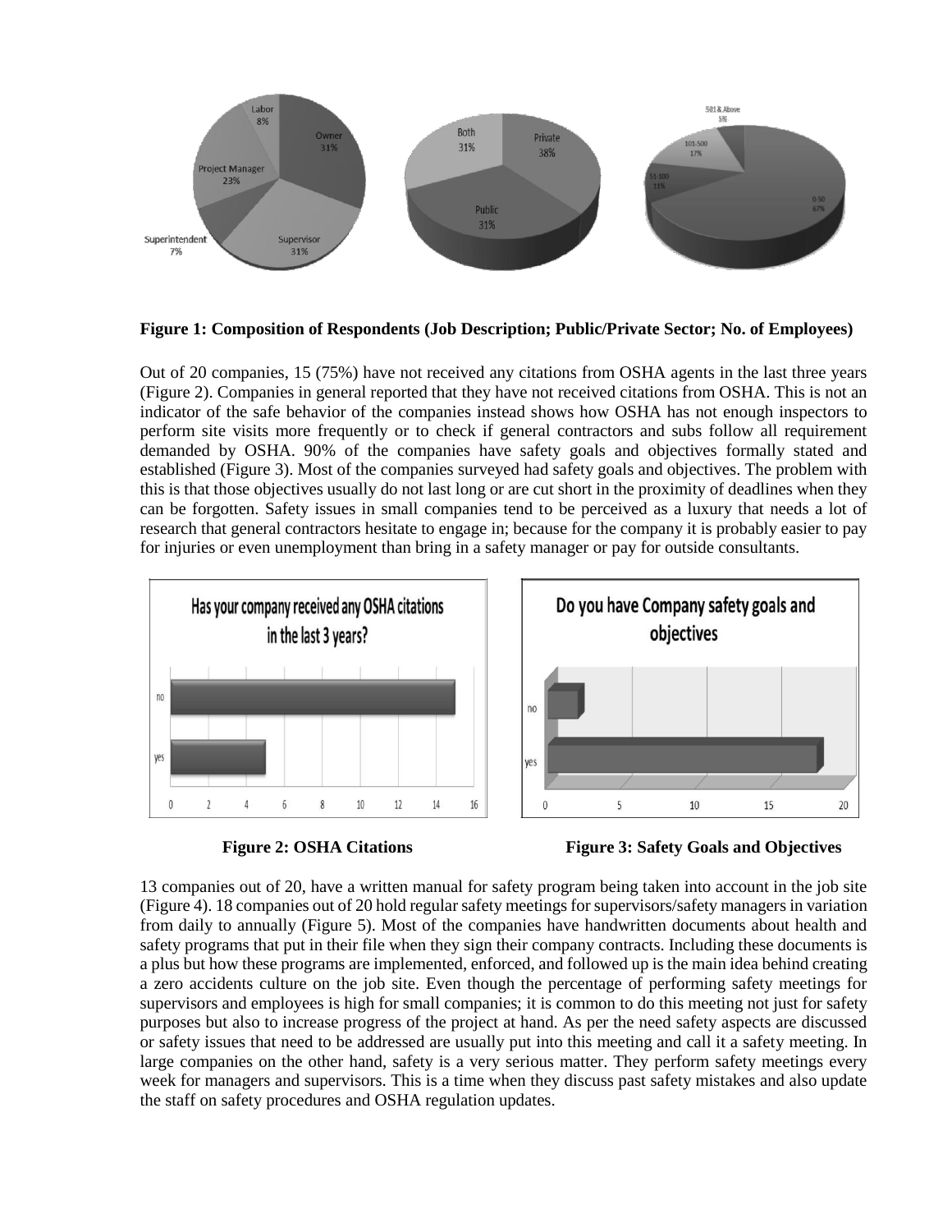**Figure 1: Composition of Respondents (Job Description; Public/Private Sector; No. of Employees)**

Out of 20 companies, 15 (75%) have not received any citations from OSHA agents in the last three years (Figure 2). Companies in general reported that they have not received citations from OSHA. This is not an indicator of the safe behavior of the companies instead shows how OSHA has not enough inspectors to perform site visits more frequently or to check if general contractors and subs follow all requirement demanded by OSHA. 90% of the companies have safety goals and objectives formally stated and established (Figure 3). Most of the companies surveyed had safety goals and objectives. The problem with this is that those objectives usually do not last long or are cut short in the proximity of deadlines when they can be forgotten. Safety issues in small companies tend to be perceived as a luxury that needs a lot of research that general contractors hesitate to engage in; because for the company it is probably easier to pay for injuries or even unemployment than bring in a safety manager or pay for outside consultants.

**Figure 2: OSHA Citations**

**Figure 3: Safety Goals and Objectives**

13 companies out of 20, have a written manual for safety program being taken into account in the job site (Figure 4). 18 companies out of 20 hold regular safety meetings for supervisors/safety managers in variation from daily to annually (Figure 5). Most of the companies have handwritten documents about health and safety programs that put in their file when they sign their company contracts. Including these documents is a plus but how these programs are implemented, enforced, and followed up is the main idea behind creating a zero accidents culture on the job site. Even though the percentage of performing safety meetings for supervisors and employees is high for small companies; it is common to do this meeting not just for safety purposes but also to increase progress of the project at hand. As per the need safety aspects are discussed or safety issues that need to be addressed are usually put into this meeting and call it a safety meeting. In large companies on the other hand, safety is a very serious matter. They perform safety meetings every week for managers and supervisors. This is a time when they discuss past safety mistakes and also update the staff on safety procedures and OSHA regulation updates.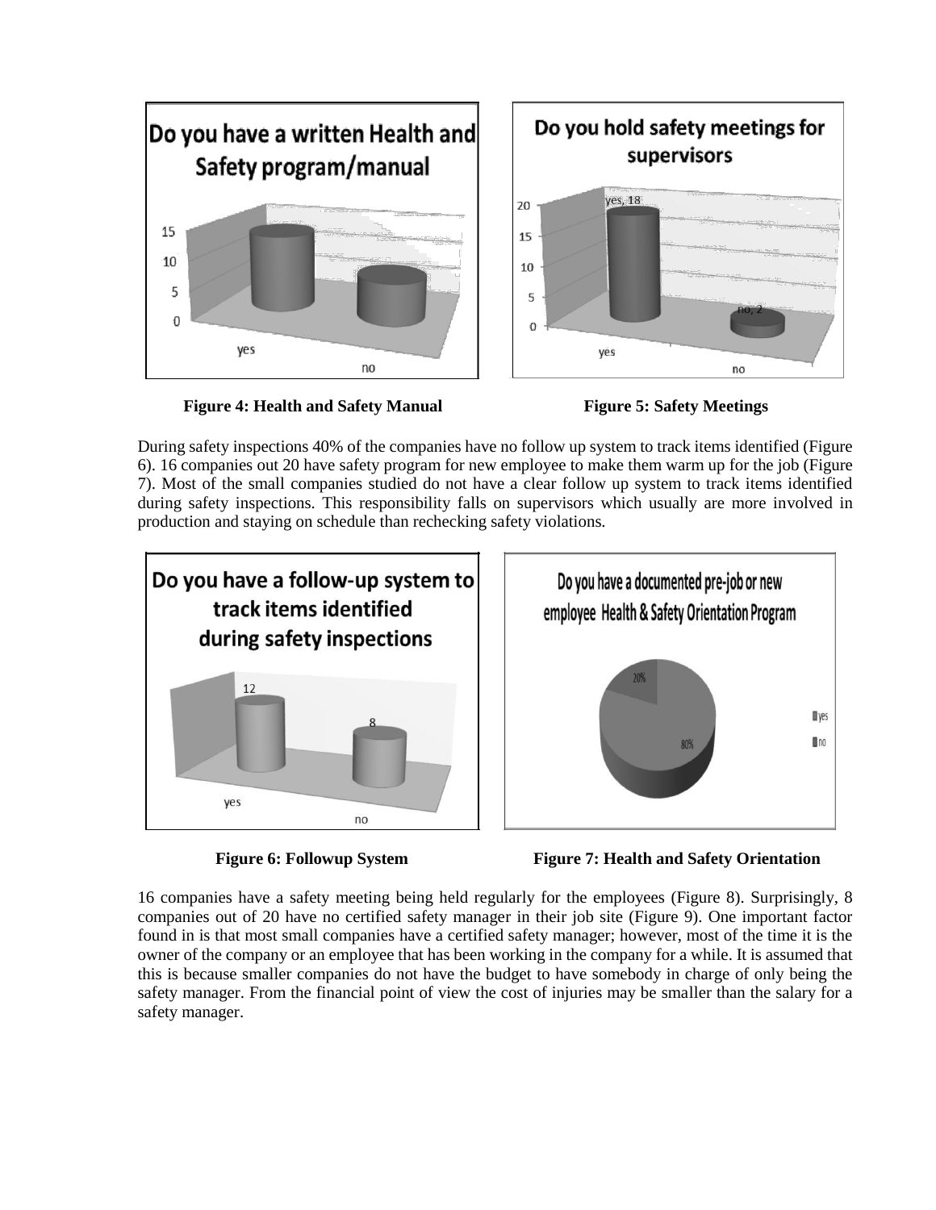Figure 4: Health and Safety Manual

Figure 5: Safety Meetings

During safety inspections 40% of the companies have no follow up system to track items identified (Figure 6). 16 companies out 20 have safety program for new employee to make them warm up for the job (Figure 7). Most of the small companies studied do not have a clear follow up system to track items identified during safety inspections. This responsibility falls on supervisors which usually are more involved in production and staying on schedule than rechecking safety violations.

Figure 6: Followup System

Figure 7: Health and Safety Orientation

16 companies have a safety meeting being held regularly for the employees (Figure 8). Surprisingly, 8 companies out of 20 have no certified safety manager in their job site (Figure 9). One important factor found in is that most small companies have a certified safety manager; however, most of the time it is the owner of the company or an employee that has been working in the company for a while. It is assumed that this is because smaller companies do not have the budget to have somebody in charge of only being the safety manager. From the financial point of view the cost of injuries may be smaller than the salary for a safety manager.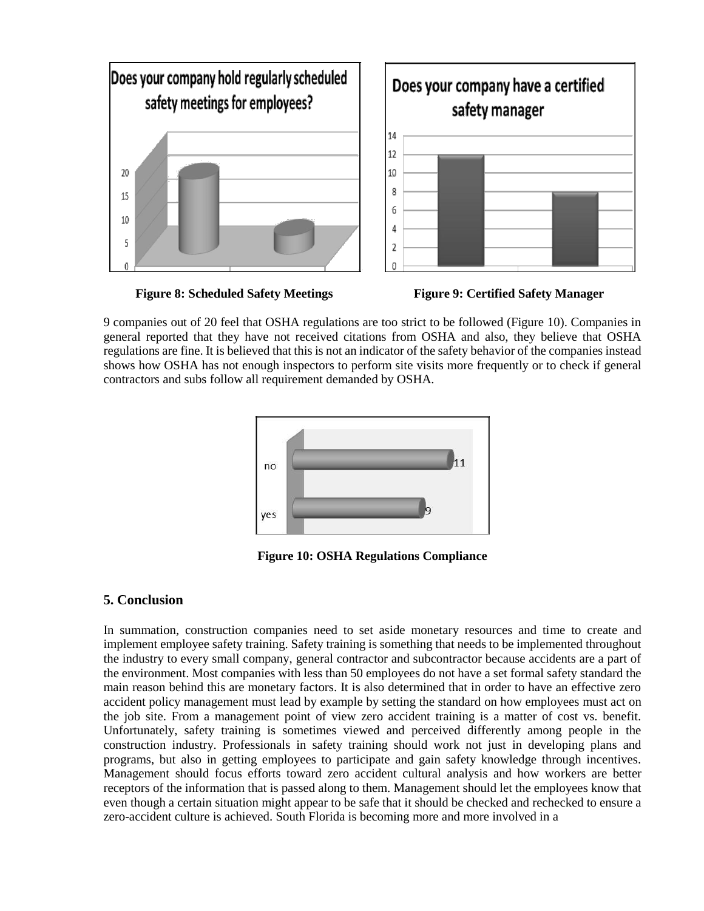Figure 8: Scheduled Safety Meetings

Figure 9: Certified Safety Manager

9 companies out of 20 feel that OSHA regulations are too strict to be followed (Figure 10). Companies in general reported that they have not received citations from OSHA and also, they believe that OSHA regulations are fine. It is believed that this is not an indicator of the safety behavior of the companies instead shows how OSHA has not enough inspectors to perform site visits more frequently or to check if general contractors and subs follow all requirement demanded by OSHA.

Figure 10: OSHA Regulations Compliance

## 5. Conclusion

In summation, construction companies need to set aside monetary resources and time to create and implement employee safety training. Safety training is something that needs to be implemented throughout the industry to every small company, general contractor and subcontractor because accidents are a part of the environment. Most companies with less than 50 employees do not have a set formal safety standard the main reason behind this are monetary factors. It is also determined that in order to have an effective zero accident policy management must lead by example by setting the standard on how employees must act on the job site. From a management point of view zero accident training is a matter of cost vs. benefit. Unfortunately, safety training is sometimes viewed and perceived differently among people in the construction industry. Professionals in safety training should work not just in developing plans and programs, but also in getting employees to participate and gain safety knowledge through incentives. Management should focus efforts toward zero accident cultural analysis and how workers are better receptors of the information that is passed along to them. Management should let the employees know that even though a certain situation might appear to be safe that it should be checked and rechecked to ensure a zero-accident culture is achieved. South Florida is becoming more and more involved in a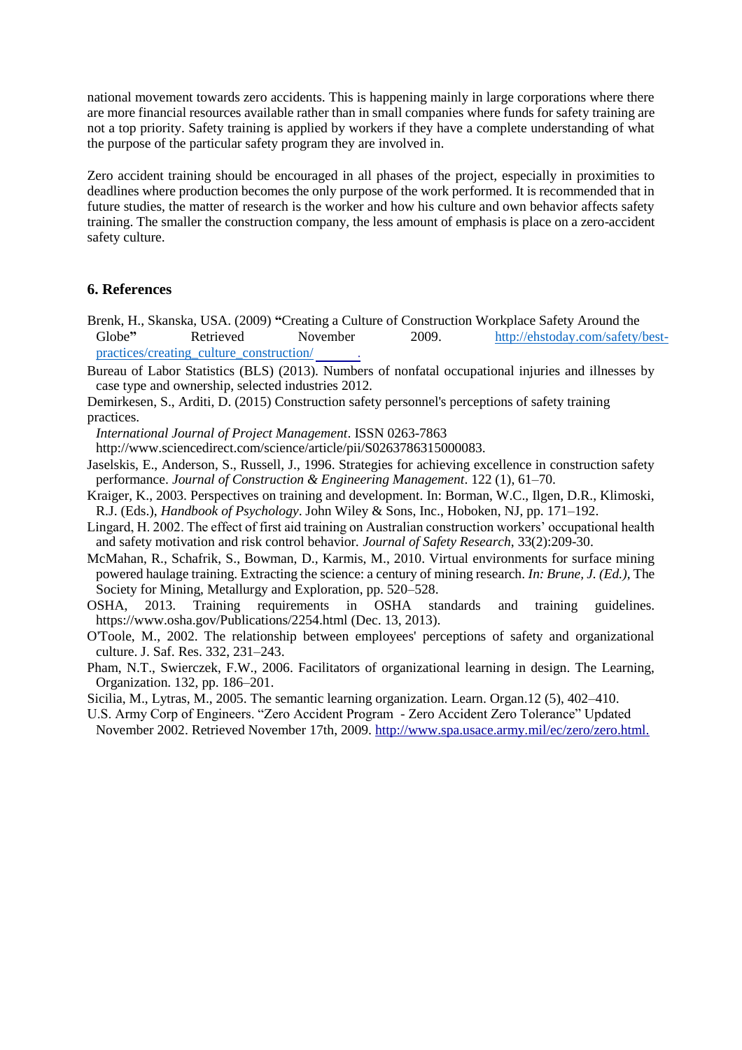national movement towards zero accidents. This is happening mainly in large corporations where there are more financial resources available rather than in small companies where funds for safety training are not a top priority. Safety training is applied by workers if they have a complete understanding of what the purpose of the particular safety program they are involved in.

Zero accident training should be encouraged in all phases of the project, especially in proximities to deadlines where production becomes the only purpose of the work performed. It is recommended that in future studies, the matter of research is the worker and how his culture and own behavior affects safety training. The smaller the construction company, the less amount of emphasis is place on a zero-accident safety culture.

## 6. References

Brenk, H., Skanska, USA. (2009) **"**Creating a Culture of Construction Workplace Safety Around the Globe**"** Retrieved November 2009. http://ehstoday.com/safety/best-practices/creating_culture_construction/ .

Bureau of Labor Statistics (BLS) (2013). Numbers of nonfatal occupational injuries and illnesses by case type and ownership, selected industries 2012.

Demirkesen, S., Arditi, D. (2015) Construction safety personnel's perceptions of safety training practices. *International Journal of Project Management*. ISSN 0263-7863 http://www.sciencedirect.com/science/article/pii/S0263786315000083.

Jaselskis, E., Anderson, S., Russell, J., 1996. Strategies for achieving excellence in construction safety performance. *Journal of Construction & Engineering Management*. 122 (1), 61–70.

Kraiger, K., 2003. Perspectives on training and development. In: Borman, W.C., Ilgen, D.R., Klimoski, R.J. (Eds.), *Handbook of Psychology*. John Wiley & Sons, Inc., Hoboken, NJ, pp. 171–192.

Lingard, H. 2002. The effect of first aid training on Australian construction workers' occupational health and safety motivation and risk control behavior. *Journal of Safety Research*, 33(2):209-30.

McMahan, R., Schafrik, S., Bowman, D., Karmis, M., 2010. Virtual environments for surface mining powered haulage training. Extracting the science: a century of mining research. *In: Brune, J. (Ed.)*, The Society for Mining, Metallurgy and Exploration, pp. 520–528.

OSHA, 2013. Training requirements in OSHA standards and training guidelines. https://www.osha.gov/Publications/2254.html (Dec. 13, 2013).

O'Toole, M., 2002. The relationship between employees' perceptions of safety and organizational culture. J. Saf. Res. 332, 231–243.

Pham, N.T., Swierczek, F.W., 2006. Facilitators of organizational learning in design. The Learning, Organization. 132, pp. 186–201.

Sicilia, M., Lytras, M., 2005. The semantic learning organization. Learn. Organ.12 (5), 402–410.

U.S. Army Corp of Engineers. "Zero Accident Program - Zero Accident Zero Tolerance" Updated November 2002. Retrieved November 17th, 2009. http://www.spa.usace.army.mil/ec/zero/zero.html.